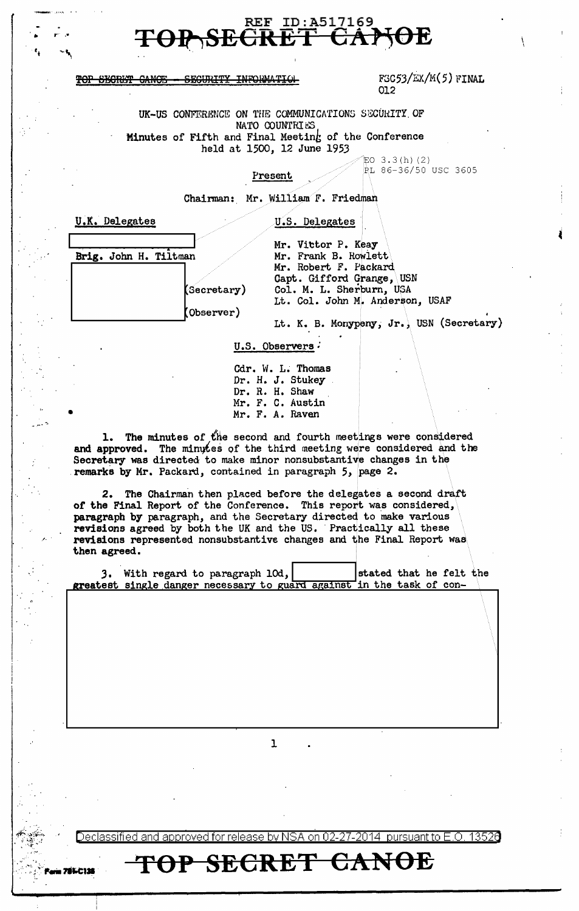REF ID:A517169

TOP SECRET CANOE

~~TOP SECRET CANOE - SECURITY INFORMATION~~

FSC53/EX/M(5) FINAL
012

UK-US CONFERENCE ON THE COMMUNICATIONS SECURITY OF NATO COUNTRIES
Minutes of Fifth and Final Meeting of the Conference
held at 1500, 12 June 1953

EO 3.3(h)(2)
PL 86-36/50 USC 3605

Present

Chairman: Mr. William F. Friedman

| U.K. Delegates | U.S. Delegates |
|---|---|
| [redacted] | Mr. Vittor P. Keay |
| Brig. John H. Tiltman | Mr. Frank B. Rowlett |
| [redacted] | Mr. Robert F. Packard |
| [redacted] (Secretary) | Capt. Gifford Grange, USN |
| [redacted] (Observer) | Col. M. L. Sherburn, USA |
| | Lt. Col. John M. Anderson, USAF |
| | Lt. K. B. Monypeny, Jr., USN (Secretary) |

U.S. Observers:

Cdr. W. L. Thomas
Dr. H. J. Stukey
Dr. R. H. Shaw
Mr. F. C. Austin
Mr. F. A. Raven

1. The minutes of the second and fourth meetings were considered and approved. The minutes of the third meeting were considered and the Secretary was directed to make minor nonsubstantive changes in the remarks by Mr. Packard, contained in paragraph 5, page 2.

2. The Chairman then placed before the delegates a second draft of the Final Report of the Conference. This report was considered, paragraph by paragraph, and the Secretary directed to make various revisions agreed by both the UK and the US. Practically all these revisions represented nonsubstantive changes and the Final Report was then agreed.

3. With regard to paragraph 10d, [redacted] stated that he felt the greatest single danger necessary to guard against in the task of con-

[redacted]

Declassified and approved for release by NSA on 02-27-2014 pursuant to E.O. 13526

TOP SECRET CANOE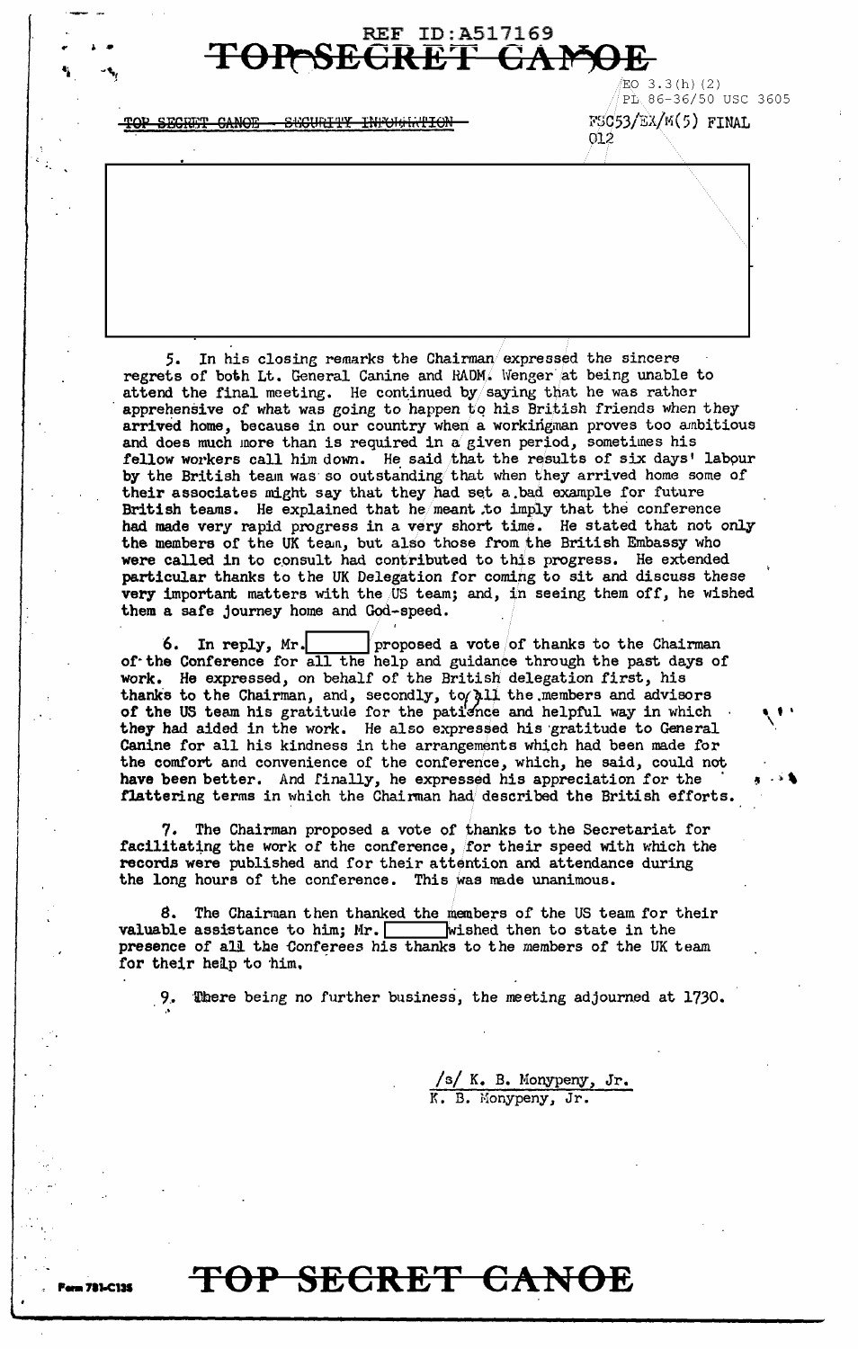REF ID:A517169

~~TOP SECRET CANOE~~

EO 3.3(h)(2)
PL 86-36/50 USC 3605

~~TOP SECRET CANOE - SECURITY INFORMATION~~

FSC53/EX/M(5) FINAL
012

5. In his closing remarks the Chairman expressed the sincere regrets of both Lt. General Canine and RADM. Wenger at being unable to attend the final meeting. He continued by saying that he was rather apprehensive of what was going to happen to his British friends when they arrived home, because in our country when a workingman proves too ambitious and does much more than is required in a given period, sometimes his fellow workers call him down. He said that the results of six days' labour by the British team was so outstanding that when they arrived home some of their associates might say that they had set a bad example for future British teams. He explained that he meant to imply that the conference had made very rapid progress in a very short time. He stated that not only the members of the UK team, but also those from the British Embassy who were called in to consult had contributed to this progress. He extended particular thanks to the UK Delegation for coming to sit and discuss these very important matters with the US team; and, in seeing them off, he wished them a safe journey home and God-speed.

6. In reply, Mr. [ ] proposed a vote of thanks to the Chairman of the Conference for all the help and guidance through the past days of work. He expressed, on behalf of the British delegation first, his thanks to the Chairman, and, secondly, to all the members and advisors of the US team his gratitude for the patience and helpful way in which they had aided in the work. He also expressed his gratitude to General Canine for all his kindness in the arrangements which had been made for the comfort and convenience of the conference, which, he said, could not have been better. And finally, he expressed his appreciation for the flattering terms in which the Chairman had described the British efforts.

7. The Chairman proposed a vote of thanks to the Secretariat for facilitating the work of the conference, for their speed with which the records were published and for their attention and attendance during the long hours of the conference. This was made unanimous.

8. The Chairman then thanked the members of the US team for their valuable assistance to him; Mr. [ ] wished then to state in the presence of all the Conferees his thanks to the members of the UK team for their help to him.

9. There being no further business, the meeting adjourned at 1730.

/s/ K. B. Monypeny, Jr.
K. B. Monypeny, Jr.

Form 781-C13S

~~TOP SECRET CANOE~~